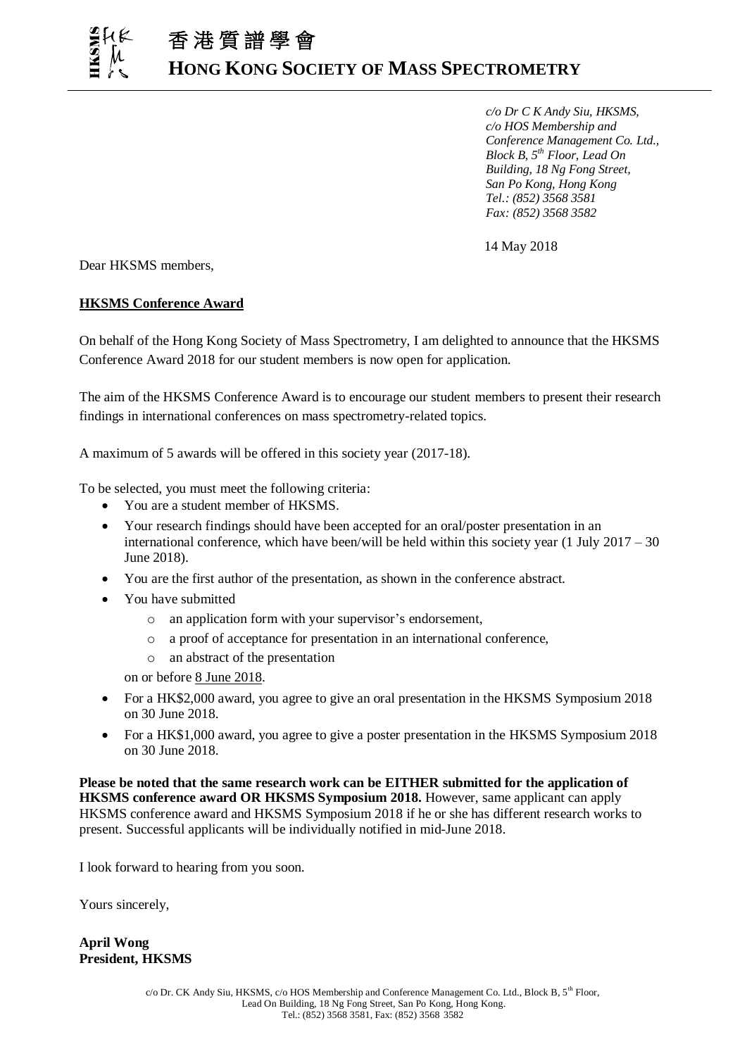# 香港質譜學會

## HONG KONG SOCIETY OF MASS SPECTROMETRY

*c/o Dr C K Andy Siu, HKSMS,*
*c/o HOS Membership and Conference Management Co. Ltd.,*
*Block B, 5th Floor, Lead On Building, 18 Ng Fong Street,*
*San Po Kong, Hong Kong*
*Tel.: (852) 3568 3581*
*Fax: (852) 3568 3582*

14 May 2018

Dear HKSMS members,

**HKSMS Conference Award**

On behalf of the Hong Kong Society of Mass Spectrometry, I am delighted to announce that the HKSMS Conference Award 2018 for our student members is now open for application.

The aim of the HKSMS Conference Award is to encourage our student members to present their research findings in international conferences on mass spectrometry-related topics.

A maximum of 5 awards will be offered in this society year (2017-18).

To be selected, you must meet the following criteria:

- You are a student member of HKSMS.
- Your research findings should have been accepted for an oral/poster presentation in an international conference, which have been/will be held within this society year (1 July 2017 – 30 June 2018).
- You are the first author of the presentation, as shown in the conference abstract.
- You have submitted
  - an application form with your supervisor's endorsement,
  - a proof of acceptance for presentation in an international conference,
  - an abstract of the presentation

  on or before 8 June 2018.
- For a HK$2,000 award, you agree to give an oral presentation in the HKSMS Symposium 2018 on 30 June 2018.
- For a HK$1,000 award, you agree to give a poster presentation in the HKSMS Symposium 2018 on 30 June 2018.

**Please be noted that the same research work can be EITHER submitted for the application of HKSMS conference award OR HKSMS Symposium 2018.** However, same applicant can apply HKSMS conference award and HKSMS Symposium 2018 if he or she has different research works to present. Successful applicants will be individually notified in mid-June 2018.

I look forward to hearing from you soon.

Yours sincerely,

**April Wong**
**President, HKSMS**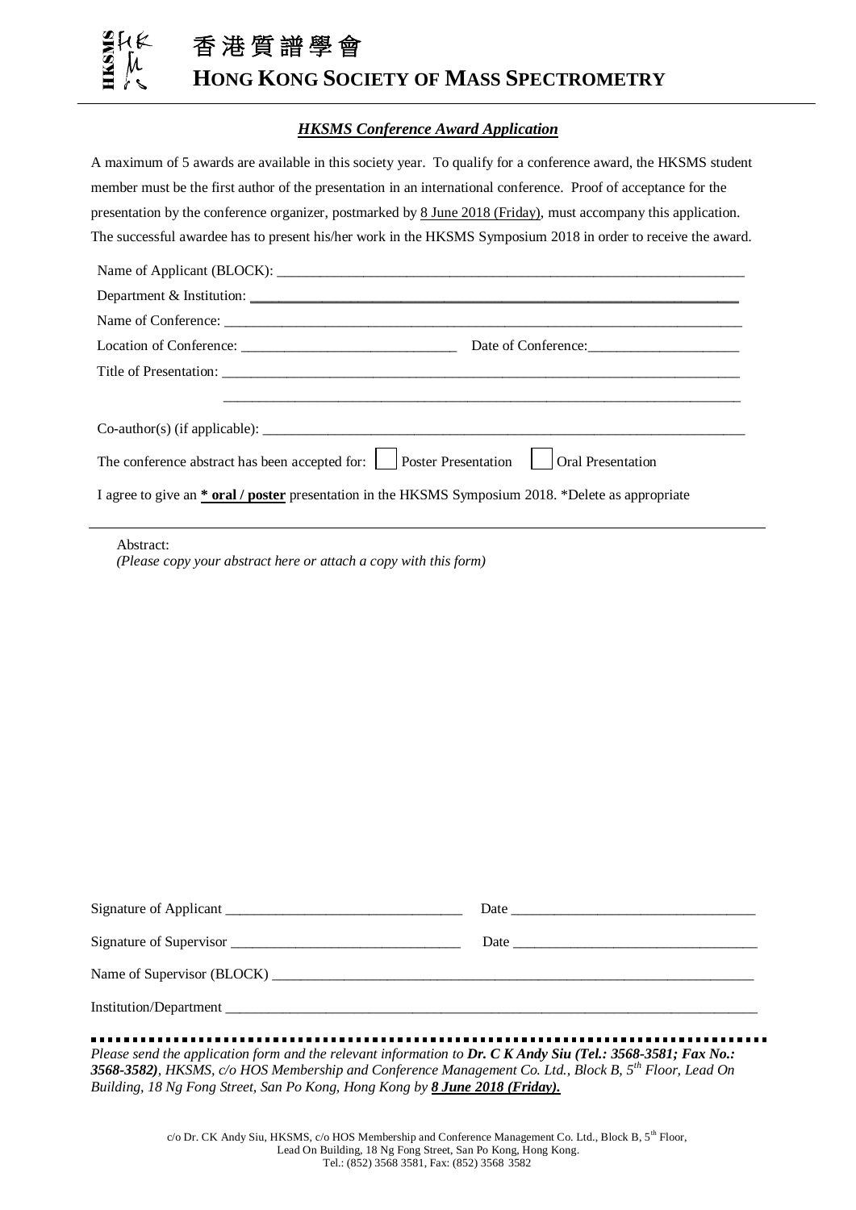# 香港質譜學會
# HONG KONG SOCIETY OF MASS SPECTROMETRY

***<u>HKSMS Conference Award Application</u>***

A maximum of 5 awards are available in this society year. To qualify for a conference award, the HKSMS student member must be the first author of the presentation in an international conference. Proof of acceptance for the presentation by the conference organizer, postmarked by <u>8 June 2018 (Friday)</u>, must accompany this application. The successful awardee has to present his/her work in the HKSMS Symposium 2018 in order to receive the award.

Name of Applicant (BLOCK): ______________________________________________

Department & Institution: ______________________________________________

Name of Conference: ______________________________________________

Location of Conference: ______________________ Date of Conference: ________________

Title of Presentation: ______________________________________________

______________________________________________

Co-author(s) (if applicable): ______________________________________________

The conference abstract has been accepted for: ☐ Poster Presentation ☐ Oral Presentation

I agree to give an **<u>* oral / poster</u>** presentation in the HKSMS Symposium 2018. *Delete as appropriate

---

Abstract:
*(Please copy your abstract here or attach a copy with this form)*

Signature of Applicant ______________________ Date ______________________

Signature of Supervisor ______________________ Date ______________________

Name of Supervisor (BLOCK) ______________________________________________

Institution/Department ______________________________________________

---

*Please send the application form and the relevant information to **Dr. C K Andy Siu (Tel.: 3568-3581; Fax No.: 3568-3582)**, HKSMS, c/o HOS Membership and Conference Management Co. Ltd., Block B, 5th Floor, Lead On Building, 18 Ng Fong Street, San Po Kong, Hong Kong by **<u>8 June 2018 (Friday).</u>***

c/o Dr. CK Andy Siu, HKSMS, c/o HOS Membership and Conference Management Co. Ltd., Block B, 5th Floor, Lead On Building, 18 Ng Fong Street, San Po Kong, Hong Kong.
Tel.: (852) 3568 3581, Fax: (852) 3568 3582